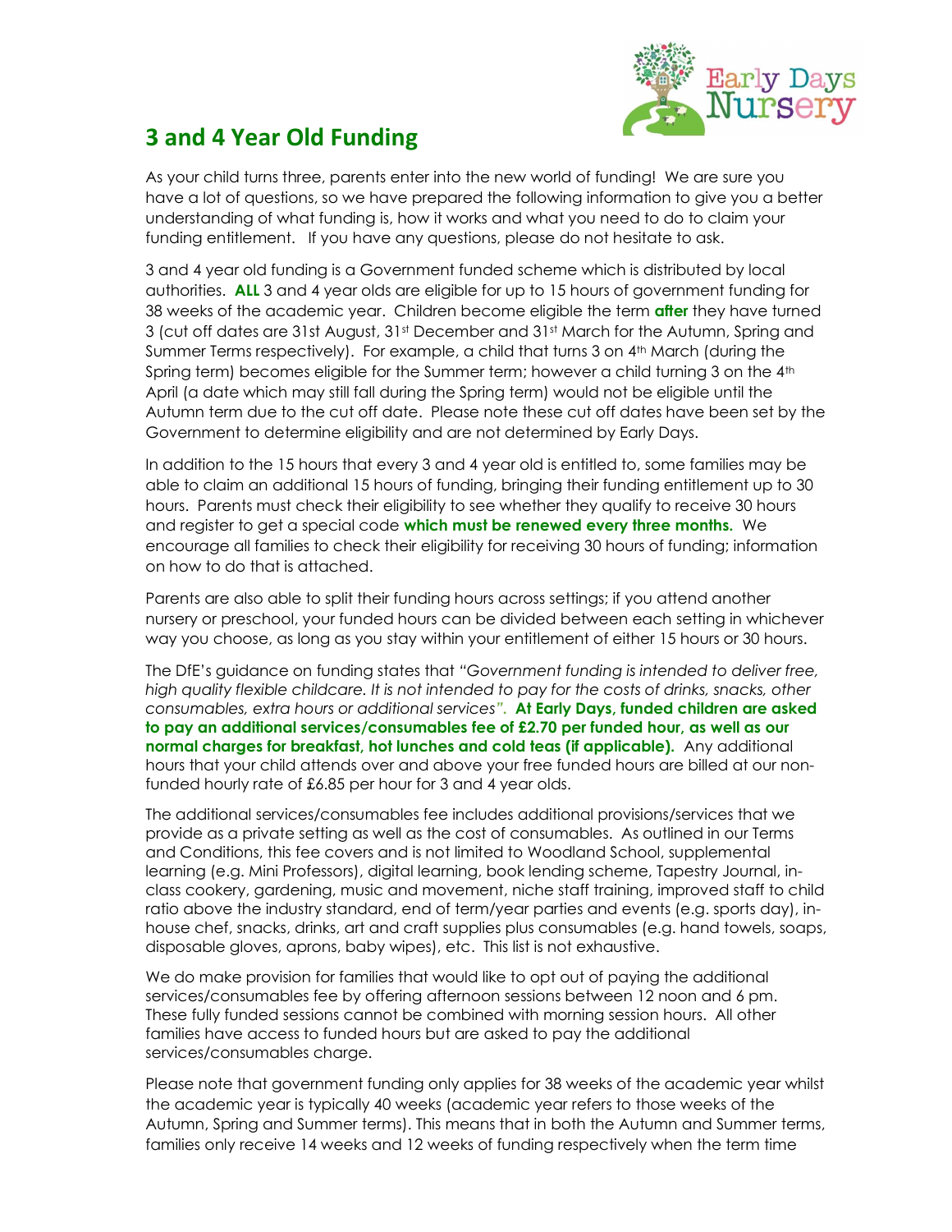# 3 and 4 Year Old Funding

As your child turns three, parents enter into the new world of funding! We are sure you have a lot of questions, so we have prepared the following information to give you a better understanding of what funding is, how it works and what you need to do to claim your funding entitlement. If you have any questions, please do not hesitate to ask.

3 and 4 year old funding is a Government funded scheme which is distributed by local authorities. **ALL** 3 and 4 year olds are eligible for up to 15 hours of government funding for 38 weeks of the academic year. Children become eligible the term **after** they have turned 3 (cut off dates are 31st August, 31st December and 31st March for the Autumn, Spring and Summer Terms respectively). For example, a child that turns 3 on 4th March (during the Spring term) becomes eligible for the Summer term; however a child turning 3 on the 4th April (a date which may still fall during the Spring term) would not be eligible until the Autumn term due to the cut off date. Please note these cut off dates have been set by the Government to determine eligibility and are not determined by Early Days.

In addition to the 15 hours that every 3 and 4 year old is entitled to, some families may be able to claim an additional 15 hours of funding, bringing their funding entitlement up to 30 hours. Parents must check their eligibility to see whether they qualify to receive 30 hours and register to get a special code **which must be renewed every three months.** We encourage all families to check their eligibility for receiving 30 hours of funding; information on how to do that is attached.

Parents are also able to split their funding hours across settings; if you attend another nursery or preschool, your funded hours can be divided between each setting in whichever way you choose, as long as you stay within your entitlement of either 15 hours or 30 hours.

The DfE's guidance on funding states that *"Government funding is intended to deliver free, high quality flexible childcare. It is not intended to pay for the costs of drinks, snacks, other consumables, extra hours or additional services"*. **At Early Days, funded children are asked to pay an additional services/consumables fee of £2.70 per funded hour, as well as our normal charges for breakfast, hot lunches and cold teas (if applicable).** Any additional hours that your child attends over and above your free funded hours are billed at our non-funded hourly rate of £6.85 per hour for 3 and 4 year olds.

The additional services/consumables fee includes additional provisions/services that we provide as a private setting as well as the cost of consumables. As outlined in our Terms and Conditions, this fee covers and is not limited to Woodland School, supplemental learning (e.g. Mini Professors), digital learning, book lending scheme, Tapestry Journal, in-class cookery, gardening, music and movement, niche staff training, improved staff to child ratio above the industry standard, end of term/year parties and events (e.g. sports day), in-house chef, snacks, drinks, art and craft supplies plus consumables (e.g. hand towels, soaps, disposable gloves, aprons, baby wipes), etc. This list is not exhaustive.

We do make provision for families that would like to opt out of paying the additional services/consumables fee by offering afternoon sessions between 12 noon and 6 pm. These fully funded sessions cannot be combined with morning session hours. All other families have access to funded hours but are asked to pay the additional services/consumables charge.

Please note that government funding only applies for 38 weeks of the academic year whilst the academic year is typically 40 weeks (academic year refers to those weeks of the Autumn, Spring and Summer terms). This means that in both the Autumn and Summer terms, families only receive 14 weeks and 12 weeks of funding respectively when the term time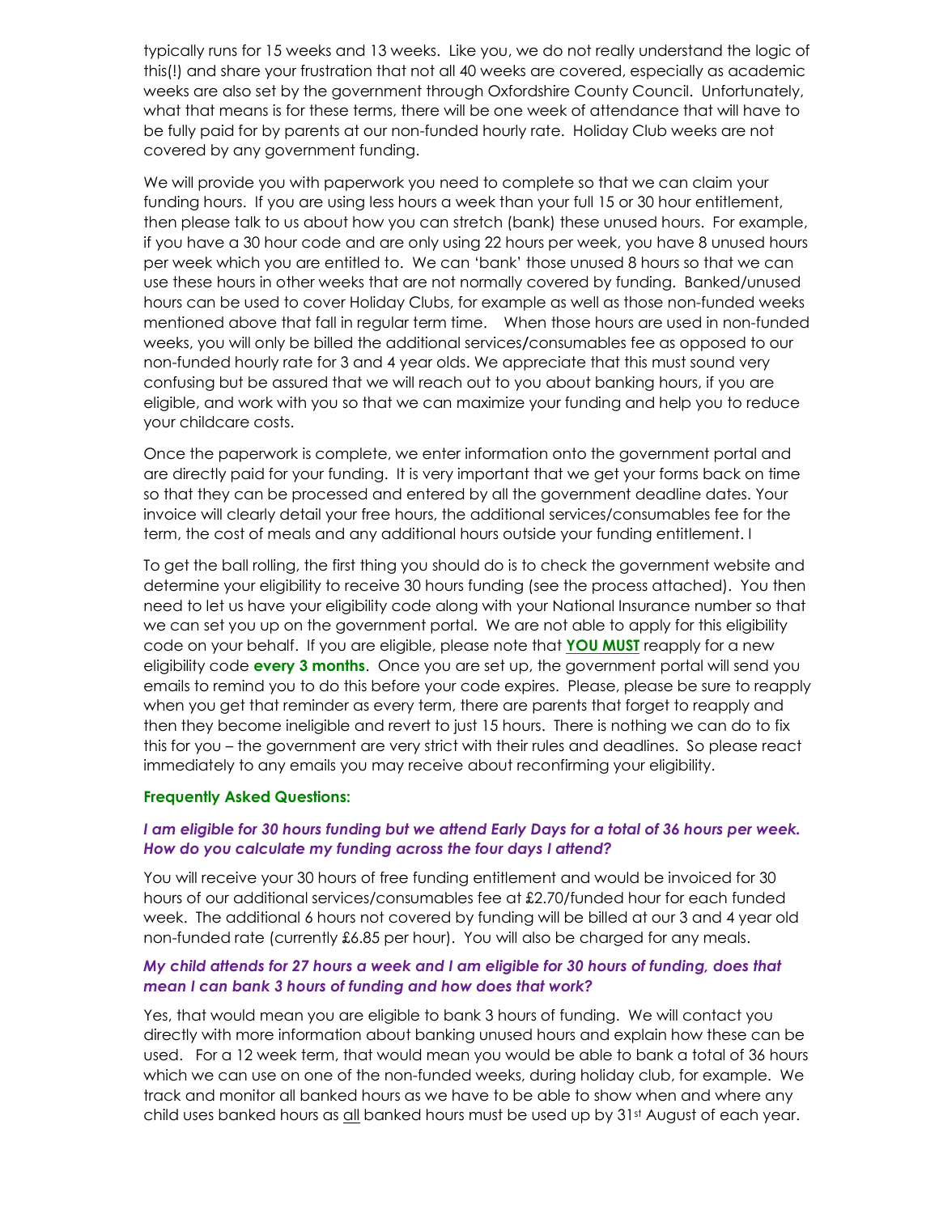typically runs for 15 weeks and 13 weeks. Like you, we do not really understand the logic of this(!) and share your frustration that not all 40 weeks are covered, especially as academic weeks are also set by the government through Oxfordshire County Council. Unfortunately, what that means is for these terms, there will be one week of attendance that will have to be fully paid for by parents at our non-funded hourly rate. Holiday Club weeks are not covered by any government funding.

We will provide you with paperwork you need to complete so that we can claim your funding hours. If you are using less hours a week than your full 15 or 30 hour entitlement, then please talk to us about how you can stretch (bank) these unused hours. For example, if you have a 30 hour code and are only using 22 hours per week, you have 8 unused hours per week which you are entitled to. We can 'bank' those unused 8 hours so that we can use these hours in other weeks that are not normally covered by funding. Banked/unused hours can be used to cover Holiday Clubs, for example as well as those non-funded weeks mentioned above that fall in regular term time. When those hours are used in non-funded weeks, you will only be billed the additional services/consumables fee as opposed to our non-funded hourly rate for 3 and 4 year olds. We appreciate that this must sound very confusing but be assured that we will reach out to you about banking hours, if you are eligible, and work with you so that we can maximize your funding and help you to reduce your childcare costs.

Once the paperwork is complete, we enter information onto the government portal and are directly paid for your funding. It is very important that we get your forms back on time so that they can be processed and entered by all the government deadline dates. Your invoice will clearly detail your free hours, the additional services/consumables fee for the term, the cost of meals and any additional hours outside your funding entitlement. I

To get the ball rolling, the first thing you should do is to check the government website and determine your eligibility to receive 30 hours funding (see the process attached). You then need to let us have your eligibility code along with your National Insurance number so that we can set you up on the government portal. We are not able to apply for this eligibility code on your behalf. If you are eligible, please note that <u>**YOU MUST**</u> reapply for a new eligibility code **every 3 months**. Once you are set up, the government portal will send you emails to remind you to do this before your code expires. Please, please be sure to reapply when you get that reminder as every term, there are parents that forget to reapply and then they become ineligible and revert to just 15 hours. There is nothing we can do to fix this for you – the government are very strict with their rules and deadlines. So please react immediately to any emails you may receive about reconfirming your eligibility.

**Frequently Asked Questions:**

***I am eligible for 30 hours funding but we attend Early Days for a total of 36 hours per week. How do you calculate my funding across the four days I attend?***

You will receive your 30 hours of free funding entitlement and would be invoiced for 30 hours of our additional services/consumables fee at £2.70/funded hour for each funded week. The additional 6 hours not covered by funding will be billed at our 3 and 4 year old non-funded rate (currently £6.85 per hour). You will also be charged for any meals.

***My child attends for 27 hours a week and I am eligible for 30 hours of funding, does that mean I can bank 3 hours of funding and how does that work?***

Yes, that would mean you are eligible to bank 3 hours of funding. We will contact you directly with more information about banking unused hours and explain how these can be used. For a 12 week term, that would mean you would be able to bank a total of 36 hours which we can use on one of the non-funded weeks, during holiday club, for example. We track and monitor all banked hours as we have to be able to show when and where any child uses banked hours as <u>all</u> banked hours must be used up by 31st August of each year.